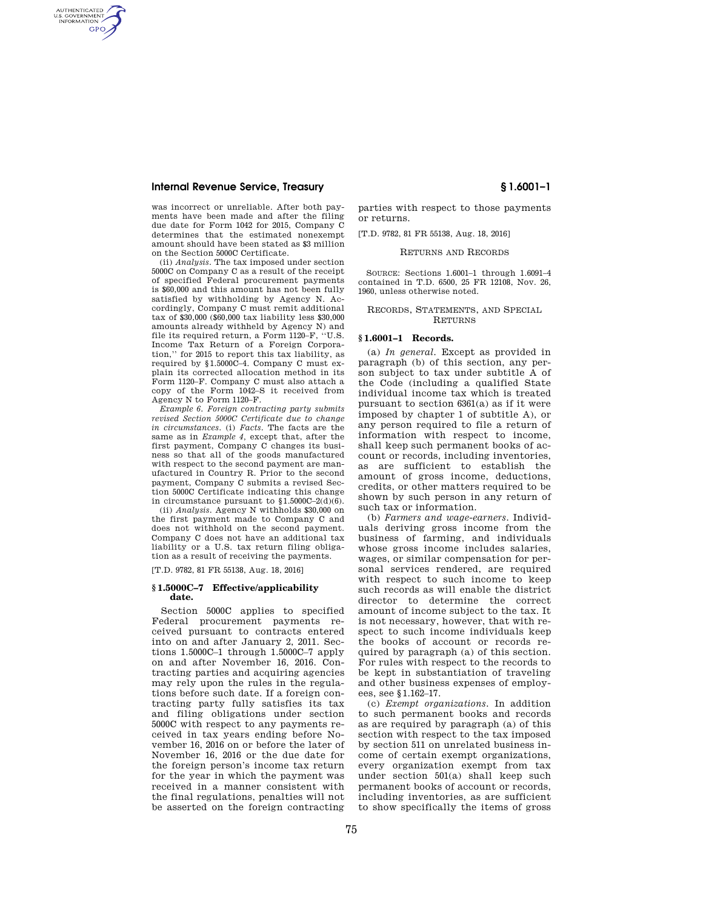was incorrect or unreliable. After both payments have been made and after the filing due date for Form 1042 for 2015, Company C determines that the estimated nonexempt amount should have been stated as $3 million on the Section 5000C Certificate.

(ii) *Analysis.* The tax imposed under section 5000C on Company C as a result of the receipt of specified Federal procurement payments is $60,000 and this amount has not been fully satisfied by withholding by Agency N. Accordingly, Company C must remit additional tax of $30,000 ($60,000 tax liability less $30,000 amounts already withheld by Agency N) and file its required return, a Form 1120–F, ''U.S. Income Tax Return of a Foreign Corporation,'' for 2015 to report this tax liability, as required by §1.5000C–4. Company C must explain its corrected allocation method in its Form 1120–F. Company C must also attach a copy of the Form 1042–S it received from Agency N to Form 1120–F.

*Example 6. Foreign contracting party submits revised Section 5000C Certificate due to change in circumstances.* (i) *Facts.* The facts are the same as in *Example 4,* except that, after the first payment, Company C changes its business so that all of the goods manufactured with respect to the second payment are manufactured in Country R. Prior to the second payment, Company C submits a revised Section 5000C Certificate indicating this change in circumstance pursuant to §1.5000C–2(d)(6).

(ii) *Analysis.* Agency N withholds $30,000 on the first payment made to Company C and does not withhold on the second payment. Company C does not have an additional tax liability or a U.S. tax return filing obligation as a result of receiving the payments.

[T.D. 9782, 81 FR 55138, Aug. 18, 2016]

### § 1.5000C–7 Effective/applicability date.

Section 5000C applies to specified Federal procurement payments received pursuant to contracts entered into on and after January 2, 2011. Sections 1.5000C–1 through 1.5000C–7 apply on and after November 16, 2016. Contracting parties and acquiring agencies may rely upon the rules in the regulations before such date. If a foreign contracting party fully satisfies its tax and filing obligations under section 5000C with respect to any payments received in tax years ending before November 16, 2016 on or before the later of November 16, 2016 or the due date for the foreign person's income tax return for the year in which the payment was received in a manner consistent with the final regulations, penalties will not be asserted on the foreign contracting parties with respect to those payments or returns.

[T.D. 9782, 81 FR 55138, Aug. 18, 2016]

## RETURNS AND RECORDS

SOURCE: Sections 1.6001–1 through 1.6091–4 contained in T.D. 6500, 25 FR 12108, Nov. 26, 1960, unless otherwise noted.

## RECORDS, STATEMENTS, AND SPECIAL RETURNS

### § 1.6001–1 Records.

(a) *In general.* Except as provided in paragraph (b) of this section, any person subject to tax under subtitle A of the Code (including a qualified State individual income tax which is treated pursuant to section 6361(a) as if it were imposed by chapter 1 of subtitle A), or any person required to file a return of information with respect to income, shall keep such permanent books of account or records, including inventories, as are sufficient to establish the amount of gross income, deductions, credits, or other matters required to be shown by such person in any return of such tax or information.

(b) *Farmers and wage-earners.* Individuals deriving gross income from the business of farming, and individuals whose gross income includes salaries, wages, or similar compensation for personal services rendered, are required with respect to such income to keep such records as will enable the district director to determine the correct amount of income subject to the tax. It is not necessary, however, that with respect to such income individuals keep the books of account or records required by paragraph (a) of this section. For rules with respect to the records to be kept in substantiation of traveling and other business expenses of employees, see §1.162–17.

(c) *Exempt organizations.* In addition to such permanent books and records as are required by paragraph (a) of this section with respect to the tax imposed by section 511 on unrelated business income of certain exempt organizations, every organization exempt from tax under section 501(a) shall keep such permanent books of account or records, including inventories, as are sufficient to show specifically the items of gross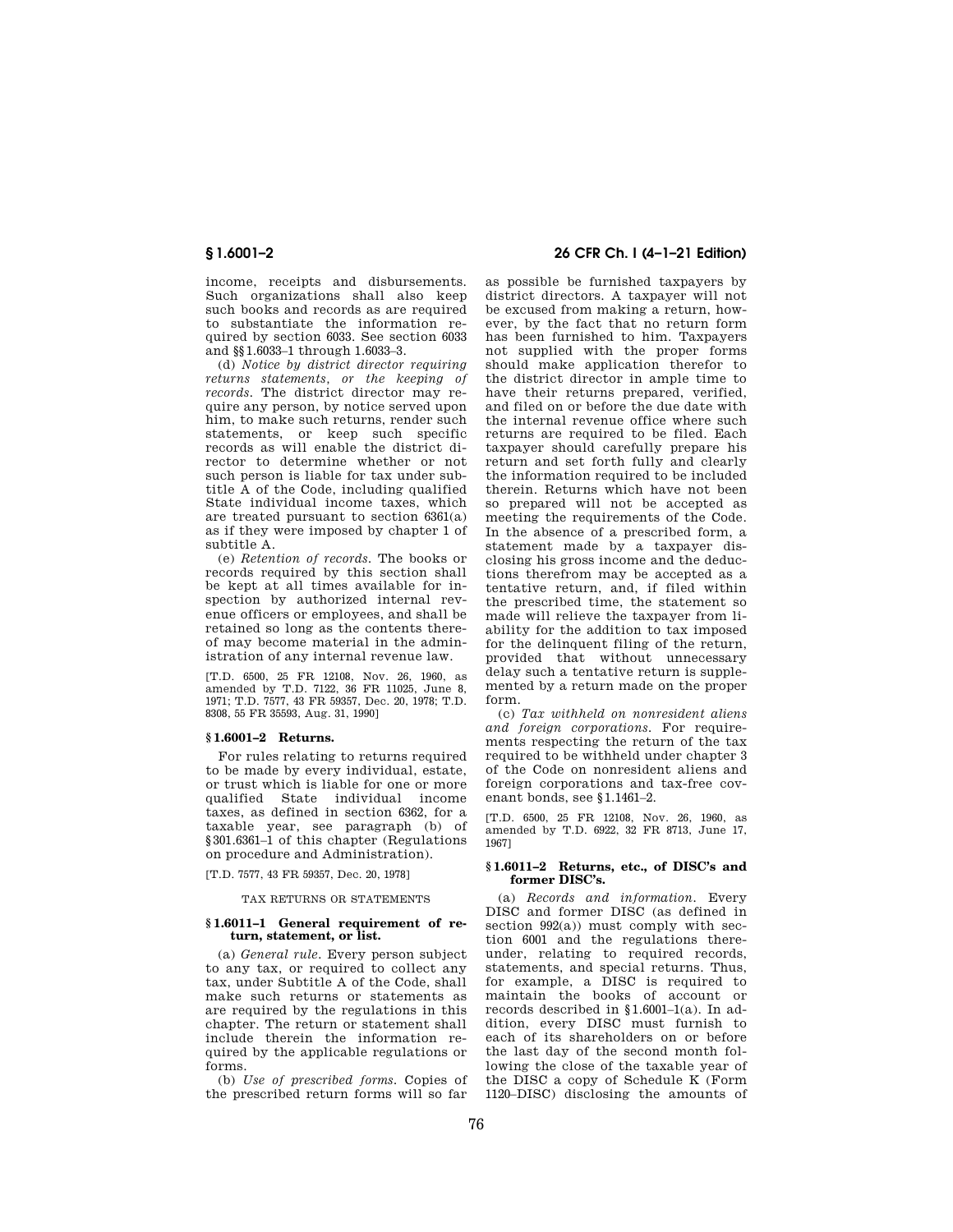income, receipts and disbursements. Such organizations shall also keep such books and records as are required to substantiate the information required by section 6033. See section 6033 and §§1.6033–1 through 1.6033–3.

(d) *Notice by district director requiring returns statements, or the keeping of records.* The district director may require any person, by notice served upon him, to make such returns, render such statements, or keep such specific records as will enable the district director to determine whether or not such person is liable for tax under subtitle A of the Code, including qualified State individual income taxes, which are treated pursuant to section 6361(a) as if they were imposed by chapter 1 of subtitle A.

(e) *Retention of records.* The books or records required by this section shall be kept at all times available for inspection by authorized internal revenue officers or employees, and shall be retained so long as the contents thereof may become material in the administration of any internal revenue law.

[T.D. 6500, 25 FR 12108, Nov. 26, 1960, as amended by T.D. 7122, 36 FR 11025, June 8, 1971; T.D. 7577, 43 FR 59357, Dec. 20, 1978; T.D. 8308, 55 FR 35593, Aug. 31, 1990]

### § 1.6001–2 Returns.

For rules relating to returns required to be made by every individual, estate, or trust which is liable for one or more qualified State individual income taxes, as defined in section 6362, for a taxable year, see paragraph (b) of §301.6361–1 of this chapter (Regulations on procedure and Administration).

[T.D. 7577, 43 FR 59357, Dec. 20, 1978]

TAX RETURNS OR STATEMENTS

### § 1.6011–1 General requirement of return, statement, or list.

(a) *General rule.* Every person subject to any tax, or required to collect any tax, under Subtitle A of the Code, shall make such returns or statements as are required by the regulations in this chapter. The return or statement shall include therein the information required by the applicable regulations or forms.

(b) *Use of prescribed forms.* Copies of the prescribed return forms will so far as possible be furnished taxpayers by district directors. A taxpayer will not be excused from making a return, however, by the fact that no return form has been furnished to him. Taxpayers not supplied with the proper forms should make application therefor to the district director in ample time to have their returns prepared, verified, and filed on or before the due date with the internal revenue office where such returns are required to be filed. Each taxpayer should carefully prepare his return and set forth fully and clearly the information required to be included therein. Returns which have not been so prepared will not be accepted as meeting the requirements of the Code. In the absence of a prescribed form, a statement made by a taxpayer disclosing his gross income and the deductions therefrom may be accepted as a tentative return, and, if filed within the prescribed time, the statement so made will relieve the taxpayer from liability for the addition to tax imposed for the delinquent filing of the return, provided that without unnecessary delay such a tentative return is supplemented by a return made on the proper form.

(c) *Tax withheld on nonresident aliens and foreign corporations.* For requirements respecting the return of the tax required to be withheld under chapter 3 of the Code on nonresident aliens and foreign corporations and tax-free covenant bonds, see §1.1461–2.

[T.D. 6500, 25 FR 12108, Nov. 26, 1960, as amended by T.D. 6922, 32 FR 8713, June 17, 1967]

### § 1.6011–2 Returns, etc., of DISC's and former DISC's.

(a) *Records and information.* Every DISC and former DISC (as defined in section 992(a)) must comply with section 6001 and the regulations thereunder, relating to required records, statements, and special returns. Thus, for example, a DISC is required to maintain the books of account or records described in §1.6001–1(a). In addition, every DISC must furnish to each of its shareholders on or before the last day of the second month following the close of the taxable year of the DISC a copy of Schedule K (Form 1120–DISC) disclosing the amounts of